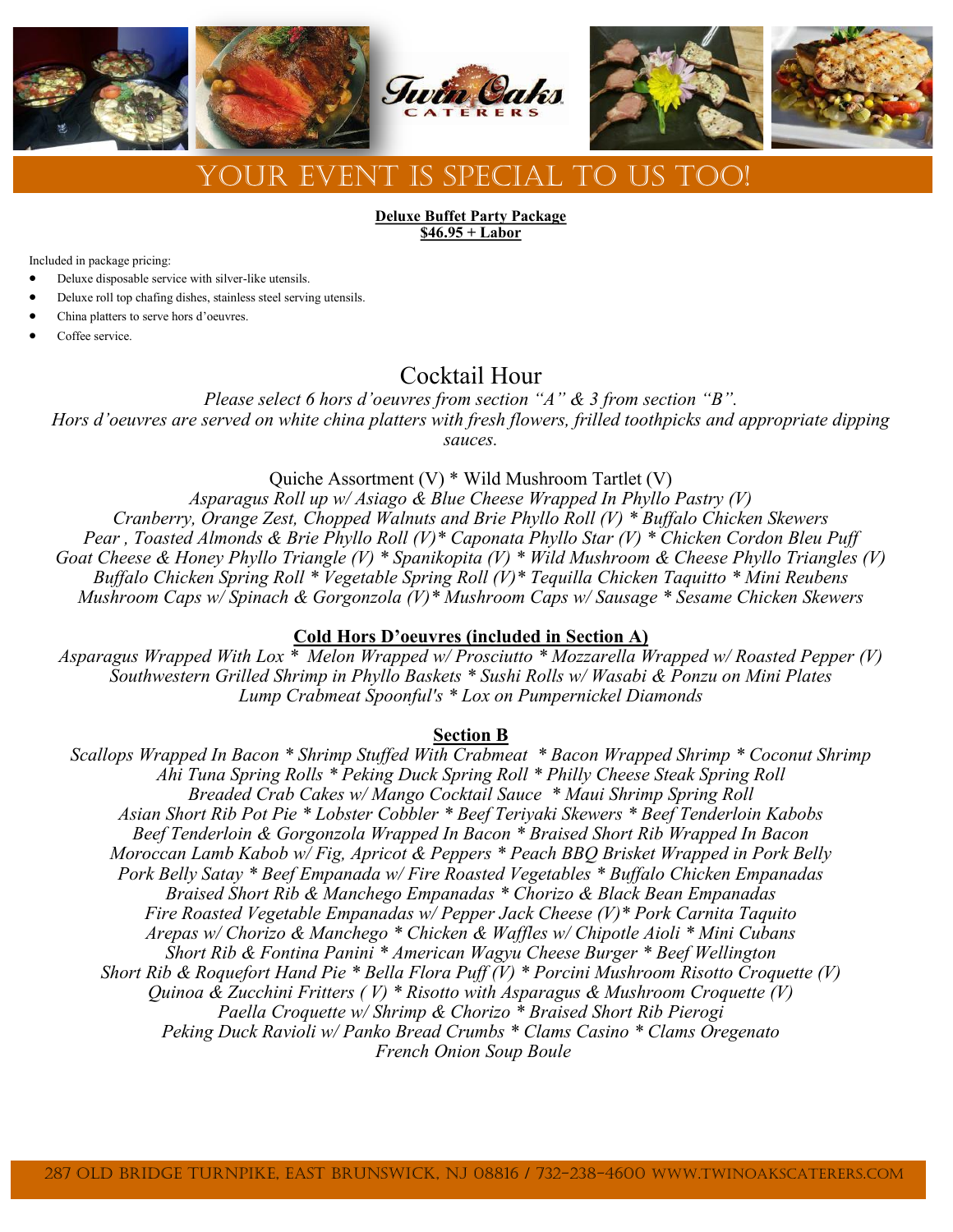# YOUR EVENT IS SPECIAL TO US TOO!

**Deluxe Buffet Party Package**
**$46.95 + Labor**

Included in package pricing:

- Deluxe disposable service with silver-like utensils.
- Deluxe roll top chafing dishes, stainless steel serving utensils.
- China platters to serve hors d'oeuvres.
- Coffee service.

## Cocktail Hour

*Please select 6 hors d'oeuvres from section "A" & 3 from section "B".*
*Hors d'oeuvres are served on white china platters with fresh flowers, frilled toothpicks and appropriate dipping sauces.*

Quiche Assortment (V) * Wild Mushroom Tartlet (V)
*Asparagus Roll up w/ Asiago & Blue Cheese Wrapped In Phyllo Pastry (V)*
*Cranberry, Orange Zest, Chopped Walnuts and Brie Phyllo Roll (V) * Buffalo Chicken Skewers*
*Pear , Toasted Almonds & Brie Phyllo Roll (V)* Caponata Phyllo Star (V) * Chicken Cordon Bleu Puff*
*Goat Cheese & Honey Phyllo Triangle (V) * Spanikopita (V) * Wild Mushroom & Cheese Phyllo Triangles (V)*
*Buffalo Chicken Spring Roll * Vegetable Spring Roll (V)* Tequilla Chicken Taquitto * Mini Reubens*
*Mushroom Caps w/ Spinach & Gorgonzola (V)* Mushroom Caps w/ Sausage * Sesame Chicken Skewers*

### Cold Hors D'oeuvres (included in Section A)

*Asparagus Wrapped With Lox * Melon Wrapped w/ Prosciutto * Mozzarella Wrapped w/ Roasted Pepper (V)*
*Southwestern Grilled Shrimp in Phyllo Baskets * Sushi Rolls w/ Wasabi & Ponzu on Mini Plates*
*Lump Crabmeat Spoonful's * Lox on Pumpernickel Diamonds*

### Section B

*Scallops Wrapped In Bacon * Shrimp Stuffed With Crabmeat * Bacon Wrapped Shrimp * Coconut Shrimp*
*Ahi Tuna Spring Rolls * Peking Duck Spring Roll * Philly Cheese Steak Spring Roll*
*Breaded Crab Cakes w/ Mango Cocktail Sauce * Maui Shrimp Spring Roll*
*Asian Short Rib Pot Pie * Lobster Cobbler * Beef Teriyaki Skewers * Beef Tenderloin Kabobs*
*Beef Tenderloin & Gorgonzola Wrapped In Bacon * Braised Short Rib Wrapped In Bacon*
*Moroccan Lamb Kabob w/ Fig, Apricot & Peppers * Peach BBQ Brisket Wrapped in Pork Belly*
*Pork Belly Satay * Beef Empanada w/ Fire Roasted Vegetables * Buffalo Chicken Empanadas*
*Braised Short Rib & Manchego Empanadas * Chorizo & Black Bean Empanadas*
*Fire Roasted Vegetable Empanadas w/ Pepper Jack Cheese (V)* Pork Carnita Taquito*
*Arepas w/ Chorizo & Manchego * Chicken & Waffles w/ Chipotle Aioli * Mini Cubans*
*Short Rib & Fontina Panini * American Wagyu Cheese Burger * Beef Wellington*
*Short Rib & Roquefort Hand Pie * Bella Flora Puff (V) * Porcini Mushroom Risotto Croquette (V)*
*Quinoa & Zucchini Fritters ( V) * Risotto with Asparagus & Mushroom Croquette (V)*
*Paella Croquette w/ Shrimp & Chorizo * Braised Short Rib Pierogi*
*Peking Duck Ravioli w/ Panko Bread Crumbs * Clams Casino * Clams Oregenato*
*French Onion Soup Boule*

287 Old Bridge Turnpike, East Brunswick, NJ 08816 / 732-238-4600 www.twinoakscaterers.com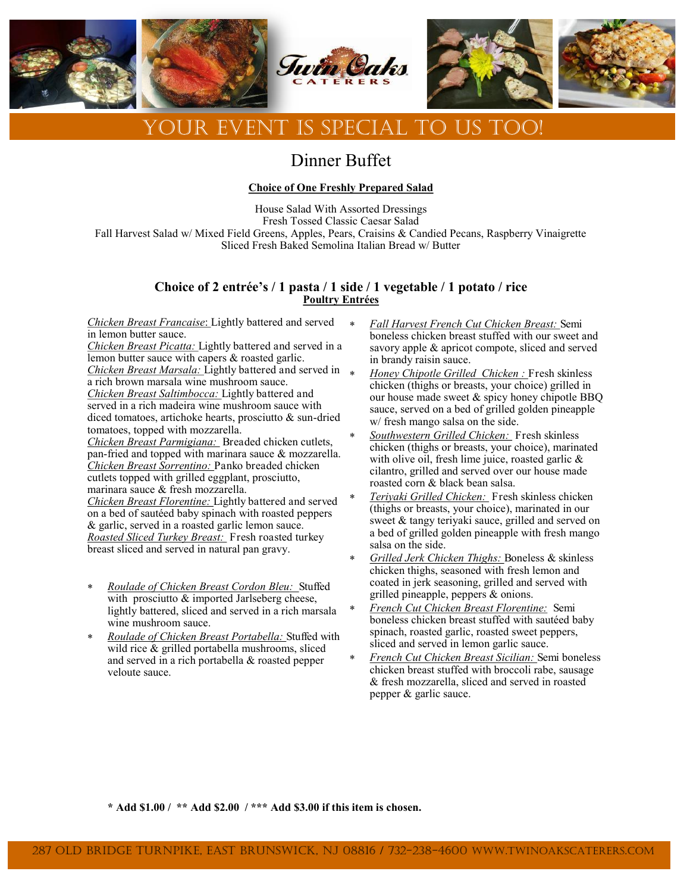# YOUR EVENT IS SPECIAL TO US TOO!

## Dinner Buffet

**Choice of One Freshly Prepared Salad**

House Salad With Assorted Dressings
Fresh Tossed Classic Caesar Salad
Fall Harvest Salad w/ Mixed Field Greens, Apples, Pears, Craisins & Candied Pecans, Raspberry Vinaigrette
Sliced Fresh Baked Semolina Italian Bread w/ Butter

### Choice of 2 entrée's / 1 pasta / 1 side / 1 vegetable / 1 potato / rice

**Poultry Entrées**

*Chicken Breast Francaise*: Lightly battered and served in lemon butter sauce.
*Chicken Breast Picatta:* Lightly battered and served in a lemon butter sauce with capers & roasted garlic.
*Chicken Breast Marsala:* Lightly battered and served in a rich brown marsala wine mushroom sauce.
*Chicken Breast Saltimbocca:* Lightly battered and served in a rich madeira wine mushroom sauce with diced tomatoes, artichoke hearts, prosciutto & sun-dried tomatoes, topped with mozzarella.
*Chicken Breast Parmigiana:* Breaded chicken cutlets, pan-fried and topped with marinara sauce & mozzarella.
*Chicken Breast Sorrentino:* Panko breaded chicken cutlets topped with grilled eggplant, prosciutto, marinara sauce & fresh mozzarella.
*Chicken Breast Florentine:* Lightly battered and served on a bed of sautéed baby spinach with roasted peppers & garlic, served in a roasted garlic lemon sauce.
*Roasted Sliced Turkey Breast:* Fresh roasted turkey breast sliced and served in natural pan gravy.

- * *Roulade of Chicken Breast Cordon Bleu:* Stuffed with prosciutto & imported Jarlseberg cheese, lightly battered, sliced and served in a rich marsala wine mushroom sauce.
- * *Roulade of Chicken Breast Portabella:* Stuffed with wild rice & grilled portabella mushrooms, sliced and served in a rich portabella & roasted pepper veloute sauce.
- * *Fall Harvest French Cut Chicken Breast:* Semi boneless chicken breast stuffed with our sweet and savory apple & apricot compote, sliced and served in brandy raisin sauce.
- * *Honey Chipotle Grilled Chicken :* Fresh skinless chicken (thighs or breasts, your choice) grilled in our house made sweet & spicy honey chipotle BBQ sauce, served on a bed of grilled golden pineapple w/ fresh mango salsa on the side.
- * *Southwestern Grilled Chicken:* Fresh skinless chicken (thighs or breasts, your choice), marinated with olive oil, fresh lime juice, roasted garlic & cilantro, grilled and served over our house made roasted corn & black bean salsa.
- * *Teriyaki Grilled Chicken:* Fresh skinless chicken (thighs or breasts, your choice), marinated in our sweet & tangy teriyaki sauce, grilled and served on a bed of grilled golden pineapple with fresh mango salsa on the side.
- * *Grilled Jerk Chicken Thighs:* Boneless & skinless chicken thighs, seasoned with fresh lemon and coated in jerk seasoning, grilled and served with grilled pineapple, peppers & onions.
- * *French Cut Chicken Breast Florentine:* Semi boneless chicken breast stuffed with sautéed baby spinach, roasted garlic, roasted sweet peppers, sliced and served in lemon garlic sauce.
- * *French Cut Chicken Breast Sicilian:* Semi boneless chicken breast stuffed with broccoli rabe, sausage & fresh mozzarella, sliced and served in roasted pepper & garlic sauce.

**\* Add $1.00 / \*\* Add $2.00 / \*\*\* Add $3.00 if this item is chosen.**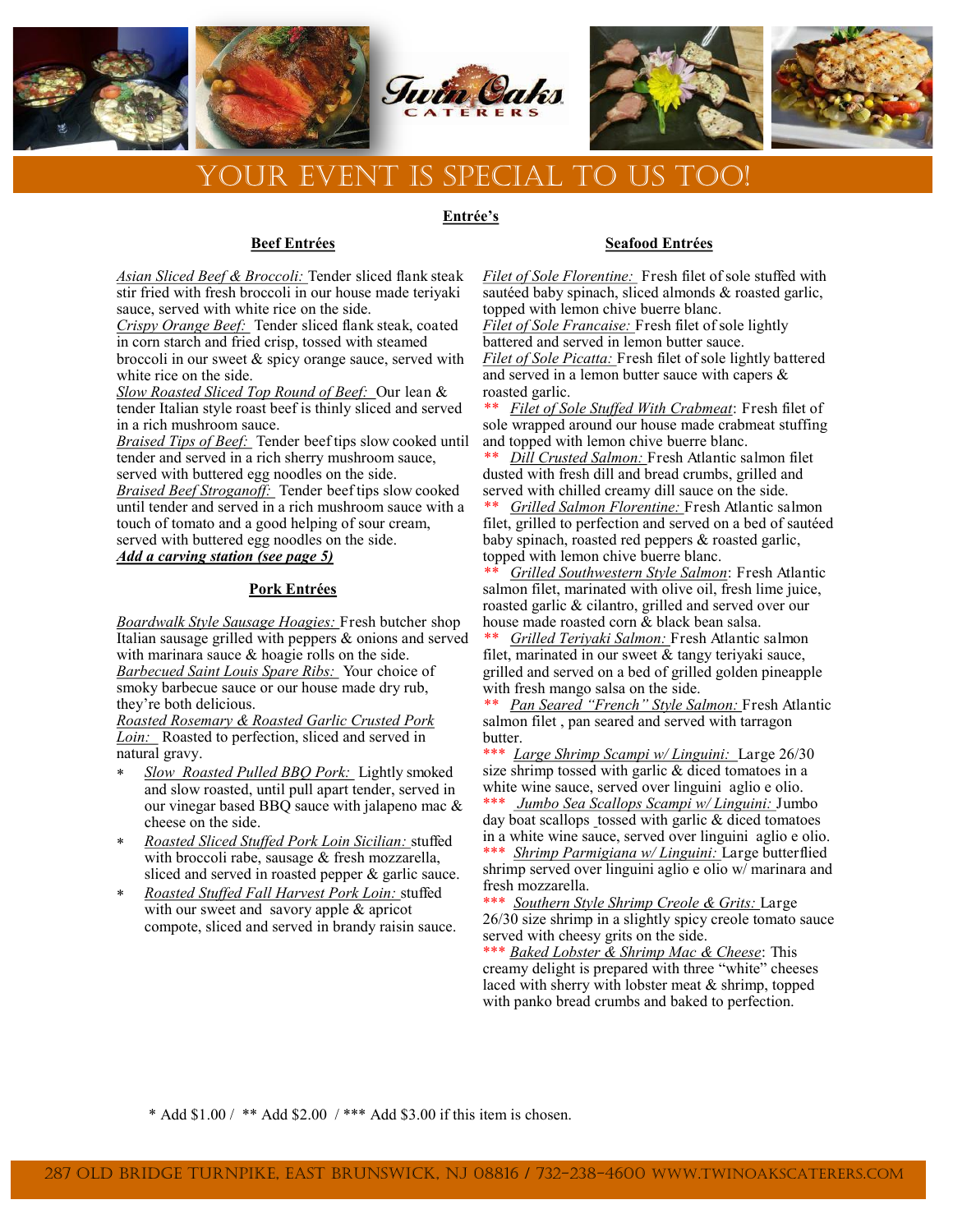# YOUR EVENT IS SPECIAL TO US TOO!

## Entrée's

### Beef Entrées

*Asian Sliced Beef & Broccoli:* Tender sliced flank steak stir fried with fresh broccoli in our house made teriyaki sauce, served with white rice on the side.

*Crispy Orange Beef:* Tender sliced flank steak, coated in corn starch and fried crisp, tossed with steamed broccoli in our sweet & spicy orange sauce, served with white rice on the side.

*Slow Roasted Sliced Top Round of Beef:* Our lean & tender Italian style roast beef is thinly sliced and served in a rich mushroom sauce.

*Braised Tips of Beef:* Tender beef tips slow cooked until tender and served in a rich sherry mushroom sauce, served with buttered egg noodles on the side.

*Braised Beef Stroganoff:* Tender beef tips slow cooked until tender and served in a rich mushroom sauce with a touch of tomato and a good helping of sour cream, served with buttered egg noodles on the side.

***Add a carving station (see page 5)***

### Pork Entrées

*Boardwalk Style Sausage Hoagies:* Fresh butcher shop Italian sausage grilled with peppers & onions and served with marinara sauce & hoagie rolls on the side.

*Barbecued Saint Louis Spare Ribs:* Your choice of smoky barbecue sauce or our house made dry rub, they're both delicious.

*Roasted Rosemary & Roasted Garlic Crusted Pork Loin:* Roasted to perfection, sliced and served in natural gravy.

- * *Slow Roasted Pulled BBQ Pork:* Lightly smoked and slow roasted, until pull apart tender, served in our vinegar based BBQ sauce with jalapeno mac & cheese on the side.
- * *Roasted Sliced Stuffed Pork Loin Sicilian:* stuffed with broccoli rabe, sausage & fresh mozzarella, sliced and served in roasted pepper & garlic sauce.
- * *Roasted Stuffed Fall Harvest Pork Loin:* stuffed with our sweet and savory apple & apricot compote, sliced and served in brandy raisin sauce.

### Seafood Entrées

*Filet of Sole Florentine:* Fresh filet of sole stuffed with sautéed baby spinach, sliced almonds & roasted garlic, topped with lemon chive buerre blanc.

*Filet of Sole Francaise:* Fresh filet of sole lightly battered and served in lemon butter sauce.

*Filet of Sole Picatta:* Fresh filet of sole lightly battered and served in a lemon butter sauce with capers & roasted garlic.

** *Filet of Sole Stuffed With Crabmeat*: Fresh filet of sole wrapped around our house made crabmeat stuffing and topped with lemon chive buerre blanc.

** *Dill Crusted Salmon:* Fresh Atlantic salmon filet dusted with fresh dill and bread crumbs, grilled and served with chilled creamy dill sauce on the side.

** *Grilled Salmon Florentine:* Fresh Atlantic salmon filet, grilled to perfection and served on a bed of sautéed baby spinach, roasted red peppers & roasted garlic, topped with lemon chive buerre blanc.

** *Grilled Southwestern Style Salmon*: Fresh Atlantic salmon filet, marinated with olive oil, fresh lime juice, roasted garlic & cilantro, grilled and served over our house made roasted corn & black bean salsa.

** *Grilled Teriyaki Salmon:* Fresh Atlantic salmon filet, marinated in our sweet & tangy teriyaki sauce, grilled and served on a bed of grilled golden pineapple with fresh mango salsa on the side.

** *Pan Seared "French" Style Salmon:* Fresh Atlantic salmon filet , pan seared and served with tarragon butter.

*** *Large Shrimp Scampi w/ Linguini:* Large 26/30 size shrimp tossed with garlic & diced tomatoes in a white wine sauce, served over linguini aglio e olio.

*** *Jumbo Sea Scallops Scampi w/ Linguini:* Jumbo day boat scallops tossed with garlic & diced tomatoes in a white wine sauce, served over linguini aglio e olio.

*** *Shrimp Parmigiana w/ Linguini:* Large butterflied shrimp served over linguini aglio e olio w/ marinara and fresh mozzarella.

*** *Southern Style Shrimp Creole & Grits:* Large 26/30 size shrimp in a slightly spicy creole tomato sauce served with cheesy grits on the side.

*** *Baked Lobster & Shrimp Mac & Cheese*: This creamy delight is prepared with three "white" cheeses laced with sherry with lobster meat & shrimp, topped with panko bread crumbs and baked to perfection.

* Add $1.00 / ** Add $2.00 / *** Add $3.00 if this item is chosen.

287 Old Bridge Turnpike, East Brunswick, NJ 08816 / 732-238-4600 www.twinoakscaterers.com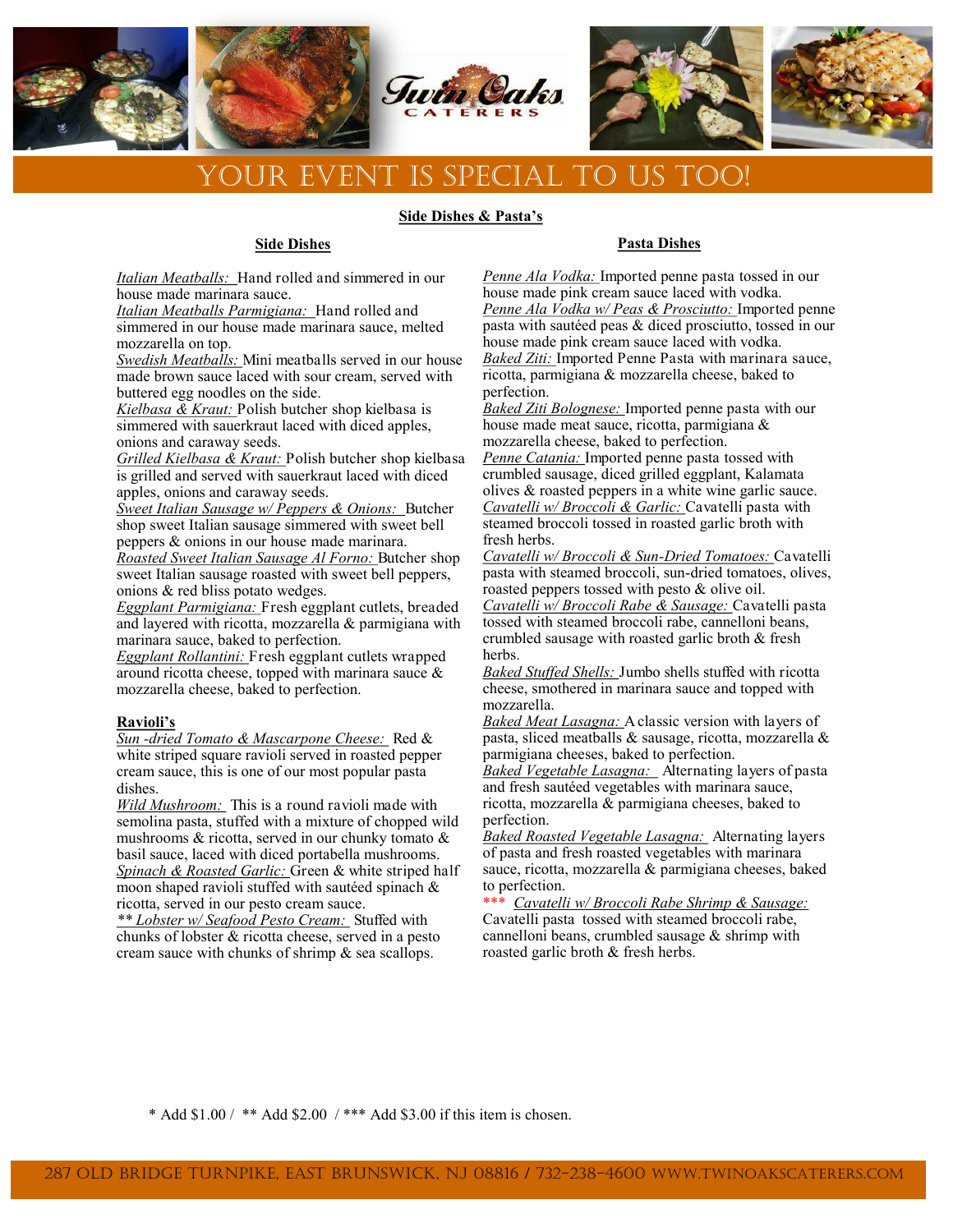# YOUR EVENT IS SPECIAL TO US TOO!

## Side Dishes & Pasta's

### Side Dishes

*Italian Meatballs:* Hand rolled and simmered in our house made marinara sauce.
*Italian Meatballs Parmigiana:* Hand rolled and simmered in our house made marinara sauce, melted mozzarella on top.
*Swedish Meatballs:* Mini meatballs served in our house made brown sauce laced with sour cream, served with buttered egg noodles on the side.
*Kielbasa & Kraut:* Polish butcher shop kielbasa is simmered with sauerkraut laced with diced apples, onions and caraway seeds.
*Grilled Kielbasa & Kraut:* Polish butcher shop kielbasa is grilled and served with sauerkraut laced with diced apples, onions and caraway seeds.
*Sweet Italian Sausage w/ Peppers & Onions:* Butcher shop sweet Italian sausage simmered with sweet bell peppers & onions in our house made marinara.
*Roasted Sweet Italian Sausage Al Forno:* Butcher shop sweet Italian sausage roasted with sweet bell peppers, onions & red bliss potato wedges.
*Eggplant Parmigiana:* Fresh eggplant cutlets, breaded and layered with ricotta, mozzarella & parmigiana with marinara sauce, baked to perfection.
*Eggplant Rollantini:* Fresh eggplant cutlets wrapped around ricotta cheese, topped with marinara sauce & mozzarella cheese, baked to perfection.

**Ravioli's**
*Sun -dried Tomato & Mascarpone Cheese:* Red & white striped square ravioli served in roasted pepper cream sauce, this is one of our most popular pasta dishes.
*Wild Mushroom:* This is a round ravioli made with semolina pasta, stuffed with a mixture of chopped wild mushrooms & ricotta, served in our chunky tomato & basil sauce, laced with diced portabella mushrooms.
*Spinach & Roasted Garlic:* Green & white striped half moon shaped ravioli stuffed with sautéed spinach & ricotta, served in our pesto cream sauce.
*** Lobster w/ Seafood Pesto Cream:* Stuffed with chunks of lobster & ricotta cheese, served in a pesto cream sauce with chunks of shrimp & sea scallops.

### Pasta Dishes

*Penne Ala Vodka:* Imported penne pasta tossed in our house made pink cream sauce laced with vodka.
*Penne Ala Vodka w/ Peas & Prosciutto:* Imported penne pasta with sautéed peas & diced prosciutto, tossed in our house made pink cream sauce laced with vodka.
*Baked Ziti:* Imported Penne Pasta with marinara sauce, ricotta, parmigiana & mozzarella cheese, baked to perfection.
*Baked Ziti Bolognese:* Imported penne pasta with our house made meat sauce, ricotta, parmigiana & mozzarella cheese, baked to perfection.
*Penne Catania:* Imported penne pasta tossed with crumbled sausage, diced grilled eggplant, Kalamata olives & roasted peppers in a white wine garlic sauce.
*Cavatelli w/ Broccoli & Garlic:* Cavatelli pasta with steamed broccoli tossed in roasted garlic broth with fresh herbs.
*Cavatelli w/ Broccoli & Sun-Dried Tomatoes:* Cavatelli pasta with steamed broccoli, sun-dried tomatoes, olives, roasted peppers tossed with pesto & olive oil.
*Cavatelli w/ Broccoli Rabe & Sausage:* Cavatelli pasta tossed with steamed broccoli rabe, cannelloni beans, crumbled sausage with roasted garlic broth & fresh herbs.
*Baked Stuffed Shells:* Jumbo shells stuffed with ricotta cheese, smothered in marinara sauce and topped with mozzarella.
*Baked Meat Lasagna:* A classic version with layers of pasta, sliced meatballs & sausage, ricotta, mozzarella & parmigiana cheeses, baked to perfection.
*Baked Vegetable Lasagna:* Alternating layers of pasta and fresh sautéed vegetables with marinara sauce, ricotta, mozzarella & parmigiana cheeses, baked to perfection.
*Baked Roasted Vegetable Lasagna:* Alternating layers of pasta and fresh roasted vegetables with marinara sauce, ricotta, mozzarella & parmigiana cheeses, baked to perfection.
*** *Cavatelli w/ Broccoli Rabe Shrimp & Sausage:* Cavatelli pasta tossed with steamed broccoli rabe, cannelloni beans, crumbled sausage & shrimp with roasted garlic broth & fresh herbs.

\* Add $1.00 / ** Add $2.00 / *** Add $3.00 if this item is chosen.

287 OLD BRIDGE TURNPIKE, EAST BRUNSWICK, NJ 08816 / 732-238-4600 WWW.TWINOAKSCATERERS.COM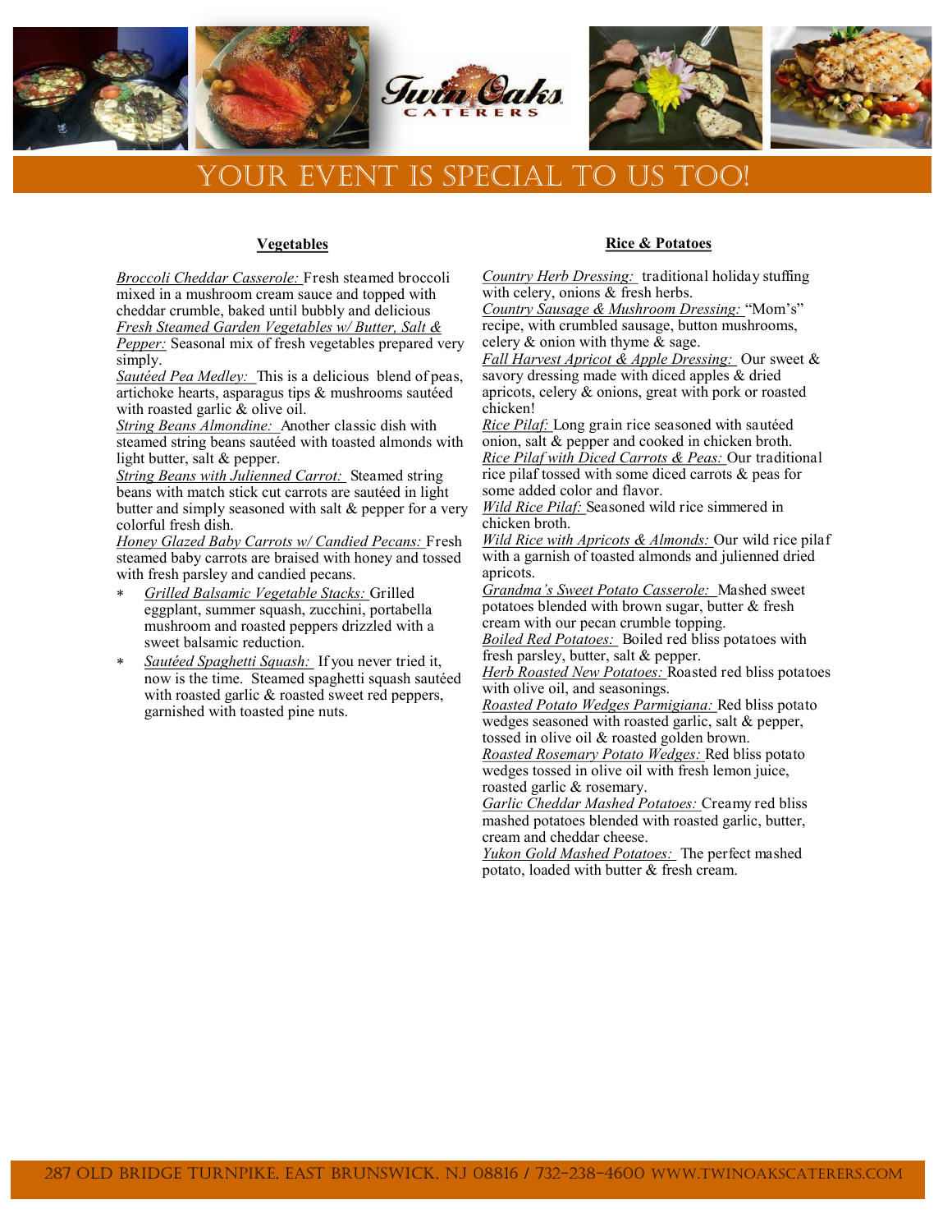# YOUR EVENT IS SPECIAL TO US TOO!

## Vegetables

*Broccoli Cheddar Casserole:* Fresh steamed broccoli mixed in a mushroom cream sauce and topped with cheddar crumble, baked until bubbly and delicious

*Fresh Steamed Garden Vegetables w/ Butter, Salt & Pepper:* Seasonal mix of fresh vegetables prepared very simply.

*Sautéed Pea Medley:* This is a delicious blend of peas, artichoke hearts, asparagus tips & mushrooms sautéed with roasted garlic & olive oil.

*String Beans Almondine:* Another classic dish with steamed string beans sautéed with toasted almonds with light butter, salt & pepper.

*String Beans with Julienned Carrot:* Steamed string beans with match stick cut carrots are sautéed in light butter and simply seasoned with salt & pepper for a very colorful fresh dish.

*Honey Glazed Baby Carrots w/ Candied Pecans:* Fresh steamed baby carrots are braised with honey and tossed with fresh parsley and candied pecans.

* *Grilled Balsamic Vegetable Stacks:* Grilled eggplant, summer squash, zucchini, portabella mushroom and roasted peppers drizzled with a sweet balsamic reduction.
* *Sautéed Spaghetti Squash:* If you never tried it, now is the time. Steamed spaghetti squash sautéed with roasted garlic & roasted sweet red peppers, garnished with toasted pine nuts.

## Rice & Potatoes

*Country Herb Dressing:* traditional holiday stuffing with celery, onions & fresh herbs.

*Country Sausage & Mushroom Dressing:* "Mom's" recipe, with crumbled sausage, button mushrooms, celery & onion with thyme & sage.

*Fall Harvest Apricot & Apple Dressing:* Our sweet & savory dressing made with diced apples & dried apricots, celery & onions, great with pork or roasted chicken!

*Rice Pilaf:* Long grain rice seasoned with sautéed onion, salt & pepper and cooked in chicken broth.

*Rice Pilaf with Diced Carrots & Peas:* Our traditional rice pilaf tossed with some diced carrots & peas for some added color and flavor.

*Wild Rice Pilaf:* Seasoned wild rice simmered in chicken broth.

*Wild Rice with Apricots & Almonds:* Our wild rice pilaf with a garnish of toasted almonds and julienned dried apricots.

*Grandma's Sweet Potato Casserole:* Mashed sweet potatoes blended with brown sugar, butter & fresh cream with our pecan crumble topping.

*Boiled Red Potatoes:* Boiled red bliss potatoes with fresh parsley, butter, salt & pepper.

*Herb Roasted New Potatoes:* Roasted red bliss potatoes with olive oil, and seasonings.

*Roasted Potato Wedges Parmigiana:* Red bliss potato wedges seasoned with roasted garlic, salt & pepper, tossed in olive oil & roasted golden brown.

*Roasted Rosemary Potato Wedges:* Red bliss potato wedges tossed in olive oil with fresh lemon juice, roasted garlic & rosemary.

*Garlic Cheddar Mashed Potatoes:* Creamy red bliss mashed potatoes blended with roasted garlic, butter, cream and cheddar cheese.

*Yukon Gold Mashed Potatoes:* The perfect mashed potato, loaded with butter & fresh cream.

287 Old Bridge Turnpike, East Brunswick, NJ 08816 / 732-238-4600 www.twinoakscaterers.com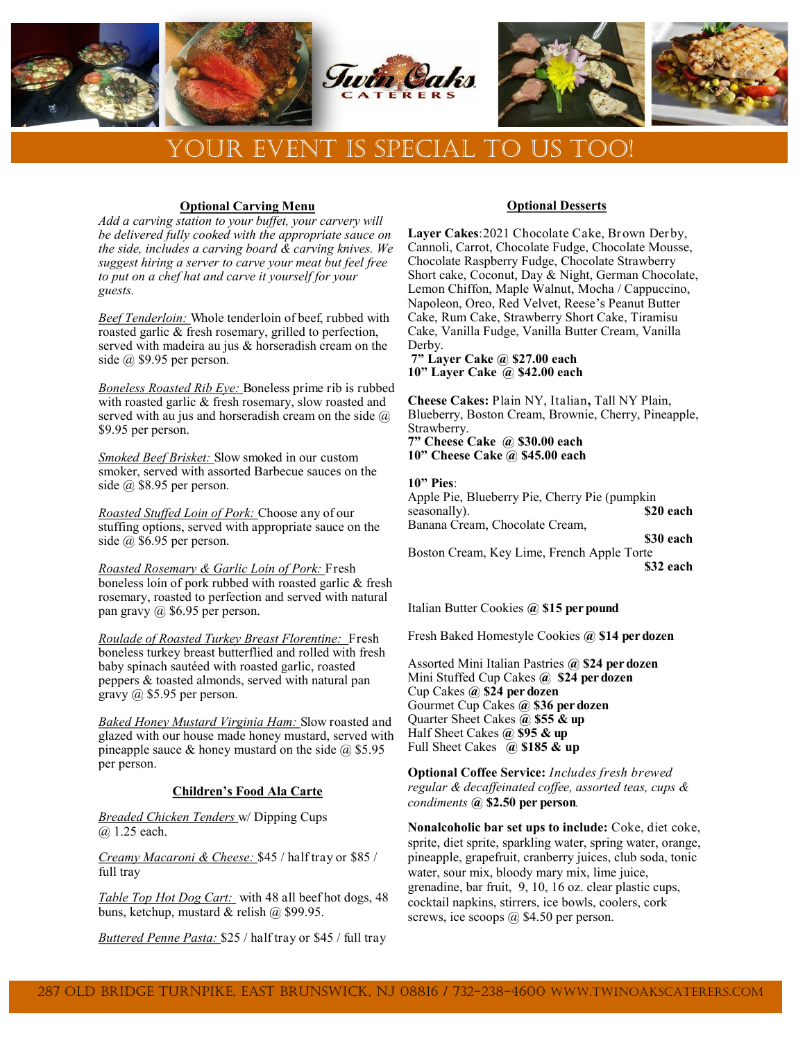Twin Oaks CATERERS

# YOUR EVENT IS SPECIAL TO US TOO!

## Optional Carving Menu

*Add a carving station to your buffet, your carvery will be delivered fully cooked with the appropriate sauce on the side, includes a carving board & carving knives. We suggest hiring a server to carve your meat but feel free to put on a chef hat and carve it yourself for your guests.*

Beef Tenderloin: Whole tenderloin of beef, rubbed with roasted garlic & fresh rosemary, grilled to perfection, served with madeira au jus & horseradish cream on the side @ $9.95 per person.

Boneless Roasted Rib Eye: Boneless prime rib is rubbed with roasted garlic & fresh rosemary, slow roasted and served with au jus and horseradish cream on the side @ $9.95 per person.

Smoked Beef Brisket: Slow smoked in our custom smoker, served with assorted Barbecue sauces on the side @ $8.95 per person.

Roasted Stuffed Loin of Pork: Choose any of our stuffing options, served with appropriate sauce on the side @ $6.95 per person.

Roasted Rosemary & Garlic Loin of Pork: Fresh boneless loin of pork rubbed with roasted garlic & fresh rosemary, roasted to perfection and served with natural pan gravy @ $6.95 per person.

Roulade of Roasted Turkey Breast Florentine: Fresh boneless turkey breast butterflied and rolled with fresh baby spinach sautéed with roasted garlic, roasted peppers & toasted almonds, served with natural pan gravy @ $5.95 per person.

Baked Honey Mustard Virginia Ham: Slow roasted and glazed with our house made honey mustard, served with pineapple sauce & honey mustard on the side @ $5.95 per person.

## Children's Food Ala Carte

Breaded Chicken Tenders w/ Dipping Cups @ 1.25 each.

Creamy Macaroni & Cheese: $45 / half tray or $85 / full tray

Table Top Hot Dog Cart: with 48 all beef hot dogs, 48 buns, ketchup, mustard & relish @ $99.95.

Buttered Penne Pasta: $25 / half tray or $45 / full tray

## Optional Desserts

**Layer Cakes**: 2021 Chocolate Cake, Brown Derby, Cannoli, Carrot, Chocolate Fudge, Chocolate Mousse, Chocolate Raspberry Fudge, Chocolate Strawberry Short cake, Coconut, Day & Night, German Chocolate, Lemon Chiffon, Maple Walnut, Mocha / Cappuccino, Napoleon, Oreo, Red Velvet, Reese's Peanut Butter Cake, Rum Cake, Strawberry Short Cake, Tiramisu Cake, Vanilla Fudge, Vanilla Butter Cream, Vanilla Derby.
**7" Layer Cake @ $27.00 each**
**10" Layer Cake @ $42.00 each**

**Cheese Cakes:** Plain NY, Italian, Tall NY Plain, Blueberry, Boston Cream, Brownie, Cherry, Pineapple, Strawberry.
**7" Cheese Cake @ $30.00 each**
**10" Cheese Cake @ $45.00 each**

**10" Pies**:
Apple Pie, Blueberry Pie, Cherry Pie (pumpkin seasonally). **$20 each**
Banana Cream, Chocolate Cream, **$30 each**
Boston Cream, Key Lime, French Apple Torte **$32 each**

Italian Butter Cookies **@ $15 per pound**

Fresh Baked Homestyle Cookies **@ $14 per dozen**

Assorted Mini Italian Pastries **@ $24 per dozen**
Mini Stuffed Cup Cakes **@ $24 per dozen**
Cup Cakes **@ $24 per dozen**
Gourmet Cup Cakes **@ $36 per dozen**
Quarter Sheet Cakes **@ $55 & up**
Half Sheet Cakes **@ $95 & up**
Full Sheet Cakes **@ $185 & up**

**Optional Coffee Service:** *Includes fresh brewed regular & decaffeinated coffee, assorted teas, cups & condiments* **@ $2.50 per person**.

**Nonalcoholic bar set ups to include:** Coke, diet coke, sprite, diet sprite, sparkling water, spring water, orange, pineapple, grapefruit, cranberry juices, club soda, tonic water, sour mix, bloody mary mix, lime juice, grenadine, bar fruit, 9, 10, 16 oz. clear plastic cups, cocktail napkins, stirrers, ice bowls, coolers, cork screws, ice scoops @ $4.50 per person.

287 Old Bridge Turnpike, East Brunswick, NJ 08816 / 732-238-4600 www.twinoakscaterers.com